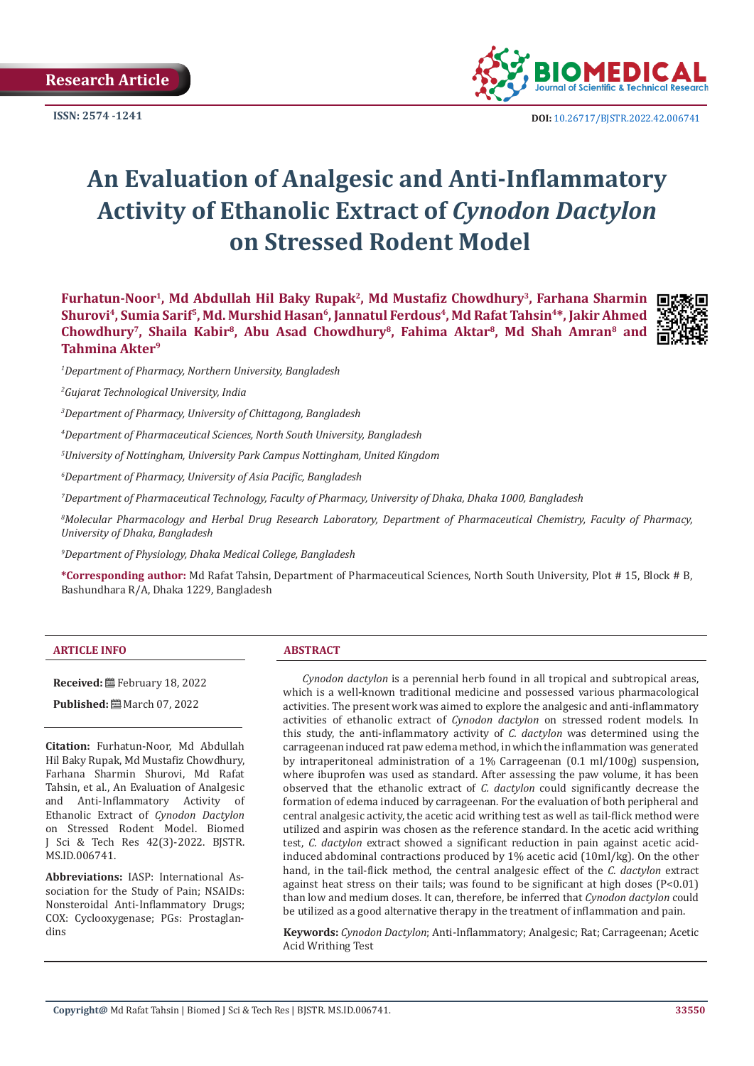Research Article

ISSN: 2574 -1241

DOI: 10.26717/BJSTR.2022.42.006741

# An Evaluation of Analgesic and Anti-Inflammatory Activity of Ethanolic Extract of *Cynodon Dactylon* on Stressed Rodent Model

**Furhatun-Noor[1], Md Abdullah Hil Baky Rupak[2], Md Mustafiz Chowdhury[3], Farhana Sharmin Shurovi[4], Sumia Sarif[5], Md. Murshid Hasan[6], Jannatul Ferdous[4], Md Rafat Tahsin[4]*, Jakir Ahmed Chowdhury[7], Shaila Kabir[8], Abu Asad Chowdhury[8], Fahima Aktar[8], Md Shah Amran[8] and Tahmina Akter[9]**

*[1]Department of Pharmacy, Northern University, Bangladesh*

*[2]Gujarat Technological University, India*

*[3]Department of Pharmacy, University of Chittagong, Bangladesh*

*[4]Department of Pharmaceutical Sciences, North South University, Bangladesh*

*[5]University of Nottingham, University Park Campus Nottingham, United Kingdom*

*[6]Department of Pharmacy, University of Asia Pacific, Bangladesh*

*[7]Department of Pharmaceutical Technology, Faculty of Pharmacy, University of Dhaka, Dhaka 1000, Bangladesh*

*[8]Molecular Pharmacology and Herbal Drug Research Laboratory, Department of Pharmaceutical Chemistry, Faculty of Pharmacy, University of Dhaka, Bangladesh*

*[9]Department of Physiology, Dhaka Medical College, Bangladesh*

**\*Corresponding author:** Md Rafat Tahsin, Department of Pharmaceutical Sciences, North South University, Plot # 15, Block # B, Bashundhara R/A, Dhaka 1229, Bangladesh

## ARTICLE INFO

**Received:** February 18, 2022

**Published:** March 07, 2022

**Citation:** Furhatun-Noor, Md Abdullah Hil Baky Rupak, Md Mustafiz Chowdhury, Farhana Sharmin Shurovi, Md Rafat Tahsin, et al., An Evaluation of Analgesic and Anti-Inflammatory Activity of Ethanolic Extract of *Cynodon Dactylon* on Stressed Rodent Model. Biomed J Sci & Tech Res 42(3)-2022. BJSTR. MS.ID.006741.

**Abbreviations:** IASP: International Association for the Study of Pain; NSAIDs: Nonsteroidal Anti-Inflammatory Drugs; COX: Cyclooxygenase; PGs: Prostaglandins

## ABSTRACT

*Cynodon dactylon* is a perennial herb found in all tropical and subtropical areas, which is a well-known traditional medicine and possessed various pharmacological activities. The present work was aimed to explore the analgesic and anti-inflammatory activities of ethanolic extract of *Cynodon dactylon* on stressed rodent models. In this study, the anti-inflammatory activity of *C. dactylon* was determined using the carrageenan induced rat paw edema method, in which the inflammation was generated by intraperitoneal administration of a 1% Carrageenan (0.1 ml/100g) suspension, where ibuprofen was used as standard. After assessing the paw volume, it has been observed that the ethanolic extract of *C. dactylon* could significantly decrease the formation of edema induced by carrageenan. For the evaluation of both peripheral and central analgesic activity, the acetic acid writhing test as well as tail-flick method were utilized and aspirin was chosen as the reference standard. In the acetic acid writhing test, *C. dactylon* extract showed a significant reduction in pain against acetic acid-induced abdominal contractions produced by 1% acetic acid (10ml/kg). On the other hand, in the tail-flick method, the central analgesic effect of the *C. dactylon* extract against heat stress on their tails; was found to be significant at high doses ($P<0.01$) than low and medium doses. It can, therefore, be inferred that *Cynodon dactylon* could be utilized as a good alternative therapy in the treatment of inflammation and pain.

**Keywords:** *Cynodon Dactylon*; Anti-Inflammatory; Analgesic; Rat; Carrageenan; Acetic Acid Writhing Test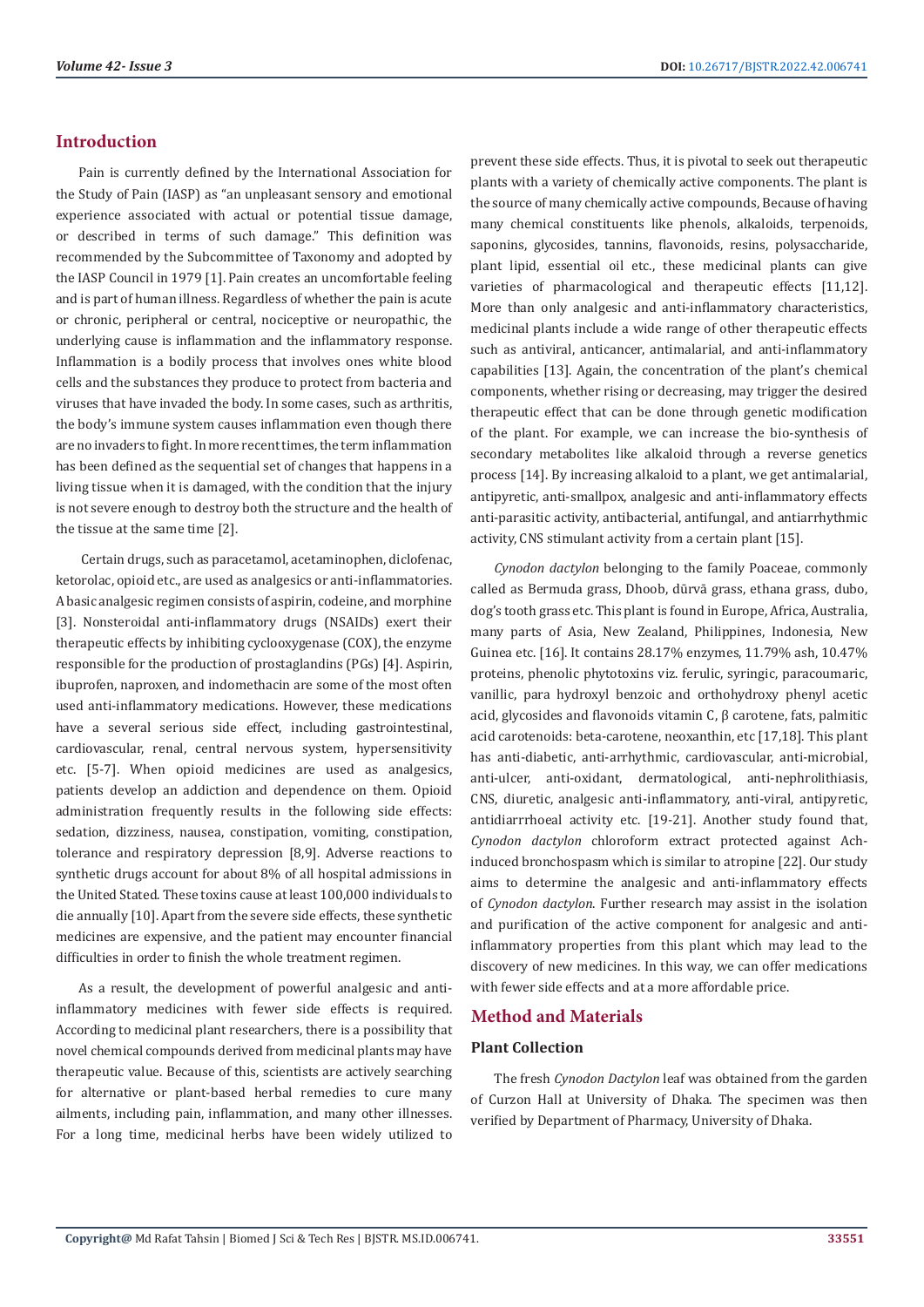## Introduction

Pain is currently defined by the International Association for the Study of Pain (IASP) as "an unpleasant sensory and emotional experience associated with actual or potential tissue damage, or described in terms of such damage." This definition was recommended by the Subcommittee of Taxonomy and adopted by the IASP Council in 1979 [1]. Pain creates an uncomfortable feeling and is part of human illness. Regardless of whether the pain is acute or chronic, peripheral or central, nociceptive or neuropathic, the underlying cause is inflammation and the inflammatory response. Inflammation is a bodily process that involves ones white blood cells and the substances they produce to protect from bacteria and viruses that have invaded the body. In some cases, such as arthritis, the body's immune system causes inflammation even though there are no invaders to fight. In more recent times, the term inflammation has been defined as the sequential set of changes that happens in a living tissue when it is damaged, with the condition that the injury is not severe enough to destroy both the structure and the health of the tissue at the same time [2].

Certain drugs, such as paracetamol, acetaminophen, diclofenac, ketorolac, opioid etc., are used as analgesics or anti-inflammatories. A basic analgesic regimen consists of aspirin, codeine, and morphine [3]. Nonsteroidal anti-inflammatory drugs (NSAIDs) exert their therapeutic effects by inhibiting cyclooxygenase (COX), the enzyme responsible for the production of prostaglandins (PGs) [4]. Aspirin, ibuprofen, naproxen, and indomethacin are some of the most often used anti-inflammatory medications. However, these medications have a several serious side effect, including gastrointestinal, cardiovascular, renal, central nervous system, hypersensitivity etc. [5-7]. When opioid medicines are used as analgesics, patients develop an addiction and dependence on them. Opioid administration frequently results in the following side effects: sedation, dizziness, nausea, constipation, vomiting, constipation, tolerance and respiratory depression [8,9]. Adverse reactions to synthetic drugs account for about 8% of all hospital admissions in the United Stated. These toxins cause at least 100,000 individuals to die annually [10]. Apart from the severe side effects, these synthetic medicines are expensive, and the patient may encounter financial difficulties in order to finish the whole treatment regimen.

As a result, the development of powerful analgesic and anti-inflammatory medicines with fewer side effects is required. According to medicinal plant researchers, there is a possibility that novel chemical compounds derived from medicinal plants may have therapeutic value. Because of this, scientists are actively searching for alternative or plant-based herbal remedies to cure many ailments, including pain, inflammation, and many other illnesses. For a long time, medicinal herbs have been widely utilized to prevent these side effects. Thus, it is pivotal to seek out therapeutic plants with a variety of chemically active components. The plant is the source of many chemically active compounds, Because of having many chemical constituents like phenols, alkaloids, terpenoids, saponins, glycosides, tannins, flavonoids, resins, polysaccharide, plant lipid, essential oil etc., these medicinal plants can give varieties of pharmacological and therapeutic effects [11,12]. More than only analgesic and anti-inflammatory characteristics, medicinal plants include a wide range of other therapeutic effects such as antiviral, anticancer, antimalarial, and anti-inflammatory capabilities [13]. Again, the concentration of the plant's chemical components, whether rising or decreasing, may trigger the desired therapeutic effect that can be done through genetic modification of the plant. For example, we can increase the bio-synthesis of secondary metabolites like alkaloid through a reverse genetics process [14]. By increasing alkaloid to a plant, we get antimalarial, antipyretic, anti-smallpox, analgesic and anti-inflammatory effects anti-parasitic activity, antibacterial, antifungal, and antiarrhythmic activity, CNS stimulant activity from a certain plant [15].

*Cynodon dactylon* belonging to the family Poaceae, commonly called as Bermuda grass, Dhoob, dūrvā grass, ethana grass, dubo, dog's tooth grass etc. This plant is found in Europe, Africa, Australia, many parts of Asia, New Zealand, Philippines, Indonesia, New Guinea etc. [16]. It contains 28.17% enzymes, 11.79% ash, 10.47% proteins, phenolic phytotoxins viz. ferulic, syringic, paracoumaric, vanillic, para hydroxyl benzoic and orthohydroxy phenyl acetic acid, glycosides and flavonoids vitamin C, β carotene, fats, palmitic acid carotenoids: beta-carotene, neoxanthin, etc [17,18]. This plant has anti-diabetic, anti-arrhythmic, cardiovascular, anti-microbial, anti-ulcer, anti-oxidant, dermatological, anti-nephrolithiasis, CNS, diuretic, analgesic anti-inflammatory, anti-viral, antipyretic, antidiarrrhoeal activity etc. [19-21]. Another study found that, *Cynodon dactylon* chloroform extract protected against Ach-induced bronchospasm which is similar to atropine [22]. Our study aims to determine the analgesic and anti-inflammatory effects of *Cynodon dactylon*. Further research may assist in the isolation and purification of the active component for analgesic and anti-inflammatory properties from this plant which may lead to the discovery of new medicines. In this way, we can offer medications with fewer side effects and at a more affordable price.

## Method and Materials

### Plant Collection

The fresh *Cynodon Dactylon* leaf was obtained from the garden of Curzon Hall at University of Dhaka. The specimen was then verified by Department of Pharmacy, University of Dhaka.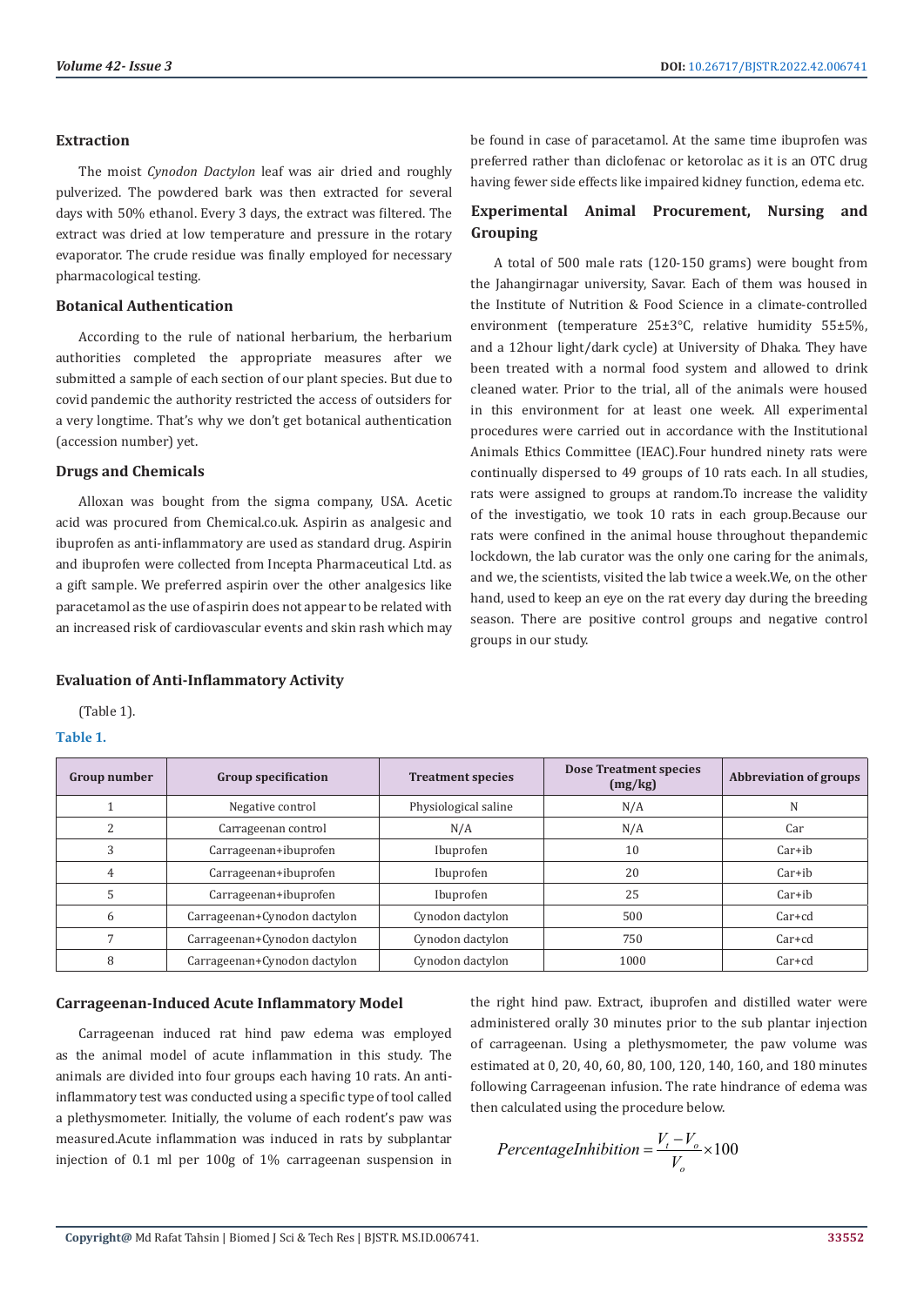### Extraction

The moist *Cynodon Dactylon* leaf was air dried and roughly pulverized. The powdered bark was then extracted for several days with 50% ethanol. Every 3 days, the extract was filtered. The extract was dried at low temperature and pressure in the rotary evaporator. The crude residue was finally employed for necessary pharmacological testing.

### Botanical Authentication

According to the rule of national herbarium, the herbarium authorities completed the appropriate measures after we submitted a sample of each section of our plant species. But due to covid pandemic the authority restricted the access of outsiders for a very longtime. That's why we don't get botanical authentication (accession number) yet.

### Drugs and Chemicals

Alloxan was bought from the sigma company, USA. Acetic acid was procured from Chemical.co.uk. Aspirin as analgesic and ibuprofen as anti-inflammatory are used as standard drug. Aspirin and ibuprofen were collected from Incepta Pharmaceutical Ltd. as a gift sample. We preferred aspirin over the other analgesics like paracetamol as the use of aspirin does not appear to be related with an increased risk of cardiovascular events and skin rash which may be found in case of paracetamol. At the same time ibuprofen was preferred rather than diclofenac or ketorolac as it is an OTC drug having fewer side effects like impaired kidney function, edema etc.

### Experimental Animal Procurement, Nursing and Grouping

A total of 500 male rats (120-150 grams) were bought from the Jahangirnagar university, Savar. Each of them was housed in the Institute of Nutrition & Food Science in a climate-controlled environment (temperature 25±3°C, relative humidity 55±5%, and a 12hour light/dark cycle) at University of Dhaka. They have been treated with a normal food system and allowed to drink cleaned water. Prior to the trial, all of the animals were housed in this environment for at least one week. All experimental procedures were carried out in accordance with the Institutional Animals Ethics Committee (IEAC).Four hundred ninety rats were continually dispersed to 49 groups of 10 rats each. In all studies, rats were assigned to groups at random.To increase the validity of the investigatio, we took 10 rats in each group.Because our rats were confined in the animal house throughout thepandemic lockdown, the lab curator was the only one caring for the animals, and we, the scientists, visited the lab twice a week.We, on the other hand, used to keep an eye on the rat every day during the breeding season. There are positive control groups and negative control groups in our study.

### Evaluation of Anti-Inflammatory Activity

(Table 1).

**Table 1.**

| Group number | Group specification | Treatment species | Dose Treatment species (mg/kg) | Abbreviation of groups |
|---|---|---|---|---|
| 1 | Negative control | Physiological saline | N/A | N |
| 2 | Carrageenan control | N/A | N/A | Car |
| 3 | Carrageenan+ibuprofen | Ibuprofen | 10 | Car+ib |
| 4 | Carrageenan+ibuprofen | Ibuprofen | 20 | Car+ib |
| 5 | Carrageenan+ibuprofen | Ibuprofen | 25 | Car+ib |
| 6 | Carrageenan+Cynodon dactylon | Cynodon dactylon | 500 | Car+cd |
| 7 | Carrageenan+Cynodon dactylon | Cynodon dactylon | 750 | Car+cd |
| 8 | Carrageenan+Cynodon dactylon | Cynodon dactylon | 1000 | Car+cd |

### Carrageenan-Induced Acute Inflammatory Model

Carrageenan induced rat hind paw edema was employed as the animal model of acute inflammation in this study. The animals are divided into four groups each having 10 rats. An anti-inflammatory test was conducted using a specific type of tool called a plethysmometer. Initially, the volume of each rodent's paw was measured.Acute inflammation was induced in rats by subplantar injection of 0.1 ml per 100g of 1% carrageenan suspension in the right hind paw. Extract, ibuprofen and distilled water were administered orally 30 minutes prior to the sub plantar injection of carrageenan. Using a plethysmometer, the paw volume was estimated at 0, 20, 40, 60, 80, 100, 120, 140, 160, and 180 minutes following Carrageenan infusion. The rate hindrance of edema was then calculated using the procedure below.

$$PercentageInhibition = \frac{V_t - V_o}{V_o} \times 100$$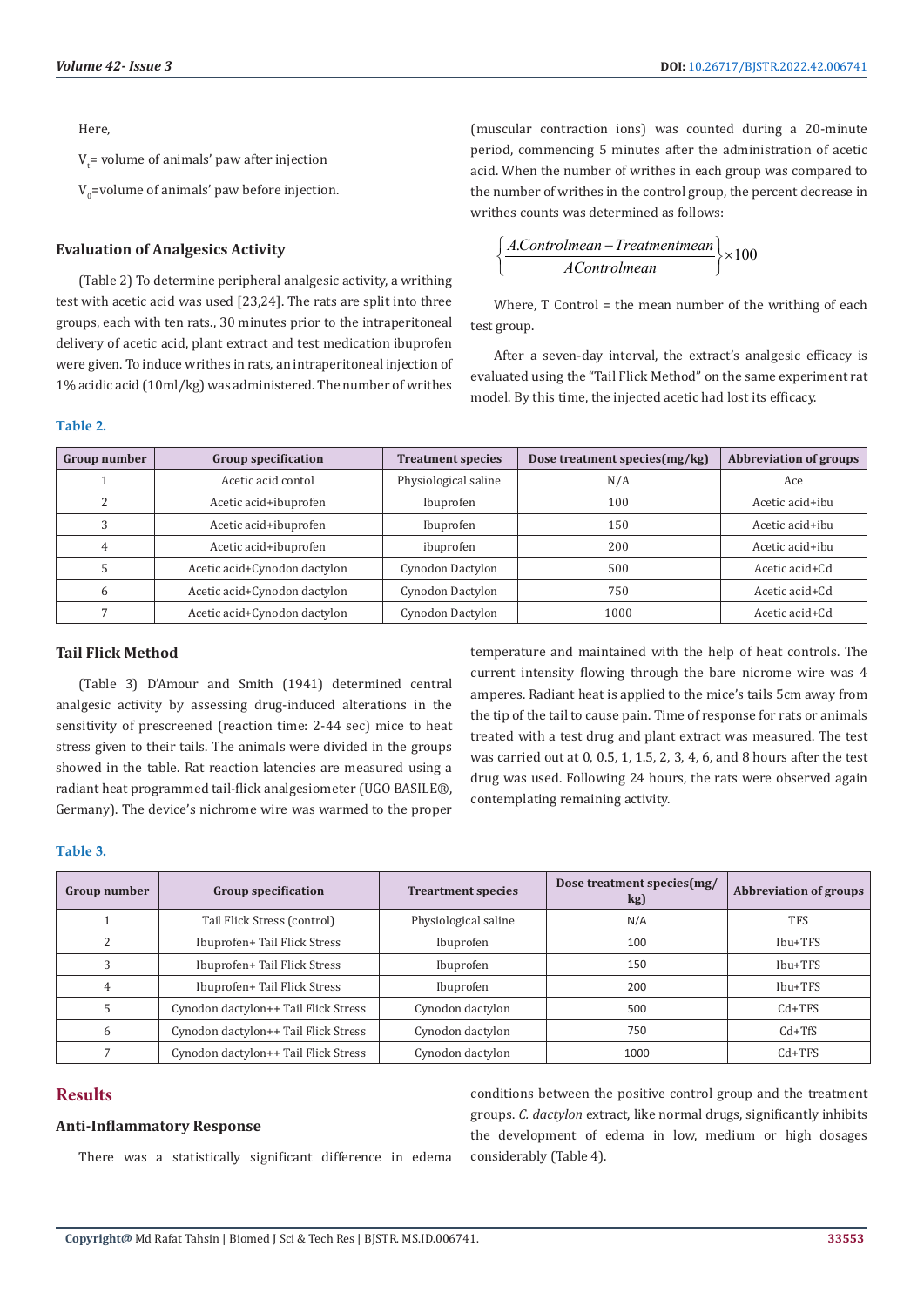Here,

$V_F$= volume of animals' paw after injection

$V_0$=volume of animals' paw before injection.

### Evaluation of Analgesics Activity

(Table 2) To determine peripheral analgesic activity, a writhing test with acetic acid was used [23,24]. The rats are split into three groups, each with ten rats., 30 minutes prior to the intraperitoneal delivery of acetic acid, plant extract and test medication ibuprofen were given. To induce writhes in rats, an intraperitoneal injection of 1% acidic acid (10ml/kg) was administered. The number of writhes (muscular contraction ions) was counted during a 20-minute period, commencing 5 minutes after the administration of acetic acid. When the number of writhes in each group was compared to the number of writhes in the control group, the percent decrease in writhes counts was determined as follows:

$$\left\{ \frac{A.Controlmean - Treatmentmean}{AControlmean} \right\} \times 100$$

Where, T Control = the mean number of the writhing of each test group.

After a seven-day interval, the extract's analgesic efficacy is evaluated using the "Tail Flick Method" on the same experiment rat model. By this time, the injected acetic had lost its efficacy.

**Table 2.**

| Group number | Group specification | Treatment species | Dose treatment species(mg/kg) | Abbreviation of groups |
|---|---|---|---|---|
| 1 | Acetic acid contol | Physiological saline | N/A | Ace |
| 2 | Acetic acid+ibuprofen | Ibuprofen | 100 | Acetic acid+ibu |
| 3 | Acetic acid+ibuprofen | Ibuprofen | 150 | Acetic acid+ibu |
| 4 | Acetic acid+ibuprofen | ibuprofen | 200 | Acetic acid+ibu |
| 5 | Acetic acid+Cynodon dactylon | Cynodon Dactylon | 500 | Acetic acid+Cd |
| 6 | Acetic acid+Cynodon dactylon | Cynodon Dactylon | 750 | Acetic acid+Cd |
| 7 | Acetic acid+Cynodon dactylon | Cynodon Dactylon | 1000 | Acetic acid+Cd |

### Tail Flick Method

(Table 3) D'Amour and Smith (1941) determined central analgesic activity by assessing drug-induced alterations in the sensitivity of prescreened (reaction time: 2-44 sec) mice to heat stress given to their tails. The animals were divided in the groups showed in the table. Rat reaction latencies are measured using a radiant heat programmed tail-flick analgesiometer (UGO BASILE®, Germany). The device's nichrome wire was warmed to the proper temperature and maintained with the help of heat controls. The current intensity flowing through the bare nicrome wire was 4 amperes. Radiant heat is applied to the mice's tails 5cm away from the tip of the tail to cause pain. Time of response for rats or animals treated with a test drug and plant extract was measured. The test was carried out at 0, 0.5, 1, 1.5, 2, 3, 4, 6, and 8 hours after the test drug was used. Following 24 hours, the rats were observed again contemplating remaining activity.

**Table 3.**

| Group number | Group specification | Treartment species | Dose treatment species(mg/kg) | Abbreviation of groups |
|---|---|---|---|---|
| 1 | Tail Flick Stress (control) | Physiological saline | N/A | TFS |
| 2 | Ibuprofen+ Tail Flick Stress | Ibuprofen | 100 | Ibu+TFS |
| 3 | Ibuprofen+ Tail Flick Stress | Ibuprofen | 150 | Ibu+TFS |
| 4 | Ibuprofen+ Tail Flick Stress | Ibuprofen | 200 | Ibu+TFS |
| 5 | Cynodon dactylon++ Tail Flick Stress | Cynodon dactylon | 500 | Cd+TFS |
| 6 | Cynodon dactylon++ Tail Flick Stress | Cynodon dactylon | 750 | Cd+TfS |
| 7 | Cynodon dactylon++ Tail Flick Stress | Cynodon dactylon | 1000 | Cd+TFS |

## Results

### Anti-Inflammatory Response

There was a statistically significant difference in edema conditions between the positive control group and the treatment groups. *C. dactylon* extract, like normal drugs, significantly inhibits the development of edema in low, medium or high dosages considerably (Table 4).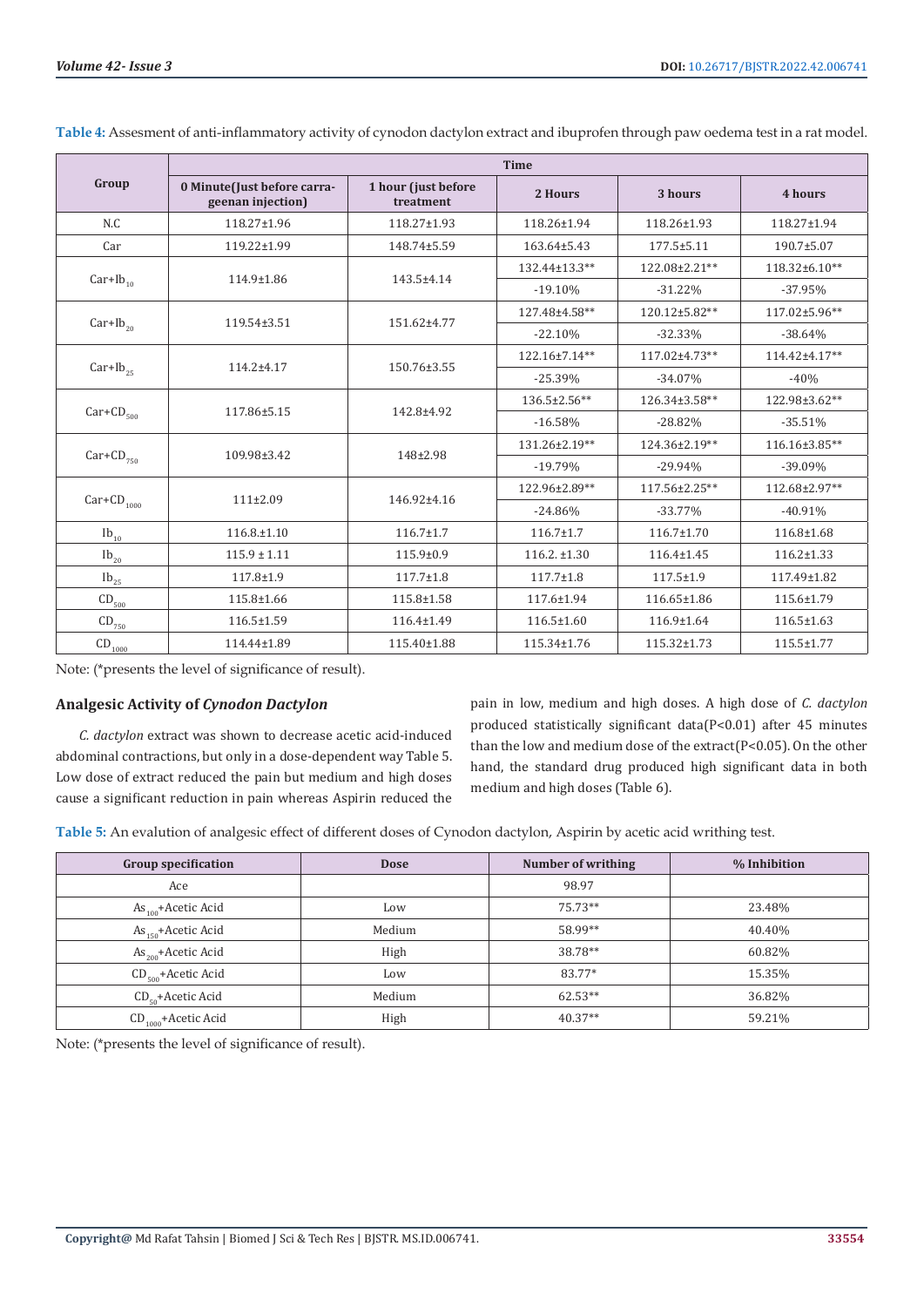**Table 4:** Assesment of anti-inflammatory activity of cynodon dactylon extract and ibuprofen through paw oedema test in a rat model.

| Group | Time | | | | |
|---|---|---|---|---|---|
| | 0 Minute(Just before carrageenan injection) | 1 hour (just before treatment | 2 Hours | 3 hours | 4 hours |
| N.C | 118.27±1.96 | 118.27±1.93 | 118.26±1.94 | 118.26±1.93 | 118.27±1.94 |
| Car | 119.22±1.99 | 148.74±5.59 | 163.64±5.43 | 177.5±5.11 | 190.7±5.07 |
| Car+$Ib_{10}$ | 114.9±1.86 | 143.5±4.14 | 132.44±13.3** | 122.08±2.21** | 118.32±6.10** |
| | | | -19.10% | -31.22% | -37.95% |
| Car+$Ib_{20}$ | 119.54±3.51 | 151.62±4.77 | 127.48±4.58** | 120.12±5.82** | 117.02±5.96** |
| | | | -22.10% | -32.33% | -38.64% |
| Car+$Ib_{25}$ | 114.2±4.17 | 150.76±3.55 | 122.16±7.14** | 117.02±4.73** | 114.42±4.17** |
| | | | -25.39% | -34.07% | -40% |
| Car+$CD_{500}$ | 117.86±5.15 | 142.8±4.92 | 136.5±2.56** | 126.34±3.58** | 122.98±3.62** |
| | | | -16.58% | -28.82% | -35.51% |
| Car+$CD_{750}$ | 109.98±3.42 | 148±2.98 | 131.26±2.19** | 124.36±2.19** | 116.16±3.85** |
| | | | -19.79% | -29.94% | -39.09% |
| Car+$CD_{1000}$ | 111±2.09 | 146.92±4.16 | 122.96±2.89** | 117.56±2.25** | 112.68±2.97** |
| | | | -24.86% | -33.77% | -40.91% |
| $Ib_{10}$ | 116.8±1.10 | 116.7±1.7 | 116.7±1.7 | 116.7±1.70 | 116.8±1.68 |
| $Ib_{20}$ | 115.9 ± 1.11 | 115.9±0.9 | 116.2. ±1.30 | 116.4±1.45 | 116.2±1.33 |
| $Ib_{25}$ | 117.8±1.9 | 117.7±1.8 | 117.7±1.8 | 117.5±1.9 | 117.49±1.82 |
| $CD_{500}$ | 115.8±1.66 | 115.8±1.58 | 117.6±1.94 | 116.65±1.86 | 115.6±1.79 |
| $CD_{750}$ | 116.5±1.59 | 116.4±1.49 | 116.5±1.60 | 116.9±1.64 | 116.5±1.63 |
| $CD_{1000}$ | 114.44±1.89 | 115.40±1.88 | 115.34±1.76 | 115.32±1.73 | 115.5±1.77 |

Note: (*presents the level of significance of result).

## Analgesic Activity of *Cynodon Dactylon*

*C. dactylon* extract was shown to decrease acetic acid-induced abdominal contractions, but only in a dose-dependent way Table 5. Low dose of extract reduced the pain but medium and high doses cause a significant reduction in pain whereas Aspirin reduced the pain in low, medium and high doses. A high dose of *C. dactylon* produced statistically significant data($P<0.01$) after 45 minutes than the low and medium dose of the extract($P<0.05$). On the other hand, the standard drug produced high significant data in both medium and high doses (Table 6).

**Table 5:** An evalution of analgesic effect of different doses of Cynodon dactylon, Aspirin by acetic acid writhing test.

| Group specification | Dose | Number of writhing | % Inhibition |
|---|---|---|---|
| Ace | | 98.97 | |
| $As_{100}$+Acetic Acid | Low | 75.73** | 23.48% |
| $As_{150}$+Acetic Acid | Medium | 58.99** | 40.40% |
| $As_{200}$+Acetic Acid | High | 38.78** | 60.82% |
| $CD_{500}$+Acetic Acid | Low | 83.77* | 15.35% |
| $CD_{50}$+Acetic Acid | Medium | 62.53** | 36.82% |
| $CD_{1000}$+Acetic Acid | High | 40.37** | 59.21% |

Note: (*presents the level of significance of result).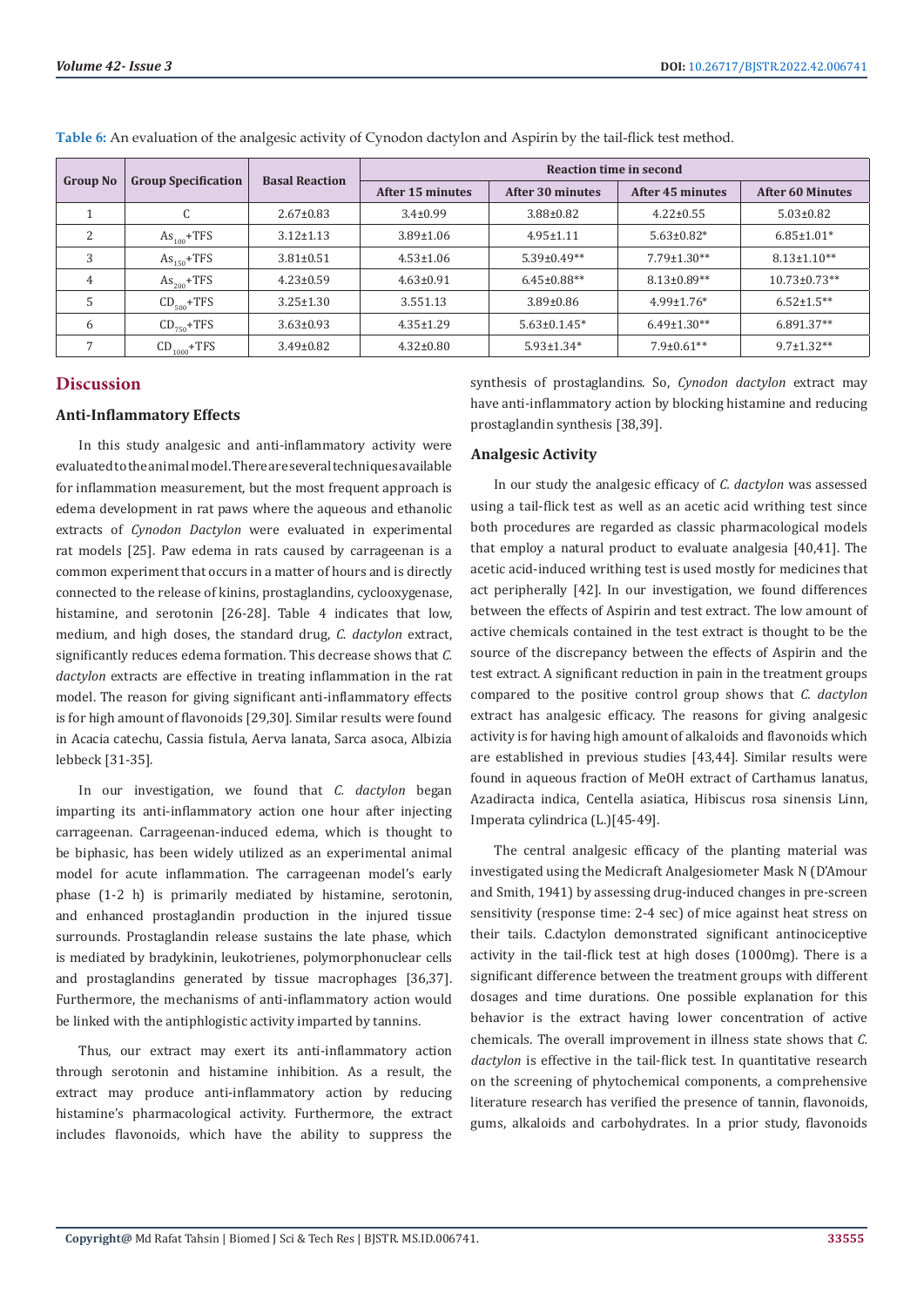**Table 6:** An evaluation of the analgesic activity of Cynodon dactylon and Aspirin by the tail-flick test method.

| Group No | Group Specification | Basal Reaction | Reaction time in second | | | |
|---|---|---|---|---|---|---|
| | | | After 15 minutes | After 30 minutes | After 45 minutes | After 60 Minutes |
| 1 | C | 2.67±0.83 | 3.4±0.99 | 3.88±0.82 | 4.22±0.55 | 5.03±0.82 |
| 2 | $As_{100}$+TFS | 3.12±1.13 | 3.89±1.06 | 4.95±1.11 | 5.63±0.82* | 6.85±1.01* |
| 3 | $As_{150}$+TFS | 3.81±0.51 | 4.53±1.06 | 5.39±0.49** | 7.79±1.30** | 8.13±1.10** |
| 4 | $As_{200}$+TFS | 4.23±0.59 | 4.63±0.91 | 6.45±0.88** | 8.13±0.89** | 10.73±0.73** |
| 5 | $CD_{500}$+TFS | 3.25±1.30 | 3.551.13 | 3.89±0.86 | 4.99±1.76* | 6.52±1.5** |
| 6 | $CD_{750}$+TFS | 3.63±0.93 | 4.35±1.29 | 5.63±0.1.45* | 6.49±1.30** | 6.891.37** |
| 7 | $CD_{1000}$+TFS | 3.49±0.82 | 4.32±0.80 | 5.93±1.34* | 7.9±0.61** | 9.7±1.32** |

## Discussion

### Anti-Inflammatory Effects

In this study analgesic and anti-inflammatory activity were evaluated to the animal model. There are several techniques available for inflammation measurement, but the most frequent approach is edema development in rat paws where the aqueous and ethanolic extracts of *Cynodon Dactylon* were evaluated in experimental rat models [25]. Paw edema in rats caused by carrageenan is a common experiment that occurs in a matter of hours and is directly connected to the release of kinins, prostaglandins, cyclooxygenase, histamine, and serotonin [26-28]. Table 4 indicates that low, medium, and high doses, the standard drug, *C. dactylon* extract, significantly reduces edema formation. This decrease shows that *C. dactylon* extracts are effective in treating inflammation in the rat model. The reason for giving significant anti-inflammatory effects is for high amount of flavonoids [29,30]. Similar results were found in Acacia catechu, Cassia fistula, Aerva lanata, Sarca asoca, Albizia lebbeck [31-35].

In our investigation, we found that *C. dactylon* began imparting its anti-inflammatory action one hour after injecting carrageenan. Carrageenan-induced edema, which is thought to be biphasic, has been widely utilized as an experimental animal model for acute inflammation. The carrageenan model's early phase (1-2 h) is primarily mediated by histamine, serotonin, and enhanced prostaglandin production in the injured tissue surrounds. Prostaglandin release sustains the late phase, which is mediated by bradykinin, leukotrienes, polymorphonuclear cells and prostaglandins generated by tissue macrophages [36,37]. Furthermore, the mechanisms of anti-inflammatory action would be linked with the antiphlogistic activity imparted by tannins.

Thus, our extract may exert its anti-inflammatory action through serotonin and histamine inhibition. As a result, the extract may produce anti-inflammatory action by reducing histamine's pharmacological activity. Furthermore, the extract includes flavonoids, which have the ability to suppress the synthesis of prostaglandins. So, *Cynodon dactylon* extract may have anti-inflammatory action by blocking histamine and reducing prostaglandin synthesis [38,39].

### Analgesic Activity

In our study the analgesic efficacy of *C. dactylon* was assessed using a tail-flick test as well as an acetic acid writhing test since both procedures are regarded as classic pharmacological models that employ a natural product to evaluate analgesia [40,41]. The acetic acid-induced writhing test is used mostly for medicines that act peripherally [42]. In our investigation, we found differences between the effects of Aspirin and test extract. The low amount of active chemicals contained in the test extract is thought to be the source of the discrepancy between the effects of Aspirin and the test extract. A significant reduction in pain in the treatment groups compared to the positive control group shows that *C. dactylon* extract has analgesic efficacy. The reasons for giving analgesic activity is for having high amount of alkaloids and flavonoids which are established in previous studies [43,44]. Similar results were found in aqueous fraction of MeOH extract of Carthamus lanatus, Azadiracta indica, Centella asiatica, Hibiscus rosa sinensis Linn, Imperata cylindrica (L.)[45-49].

The central analgesic efficacy of the planting material was investigated using the Medicraft Analgesiometer Mask N (D'Amour and Smith, 1941) by assessing drug-induced changes in pre-screen sensitivity (response time: 2-4 sec) of mice against heat stress on their tails. C.dactylon demonstrated significant antinociceptive activity in the tail-flick test at high doses (1000mg). There is a significant difference between the treatment groups with different dosages and time durations. One possible explanation for this behavior is the extract having lower concentration of active chemicals. The overall improvement in illness state shows that *C. dactylon* is effective in the tail-flick test. In quantitative research on the screening of phytochemical components, a comprehensive literature research has verified the presence of tannin, flavonoids, gums, alkaloids and carbohydrates. In a prior study, flavonoids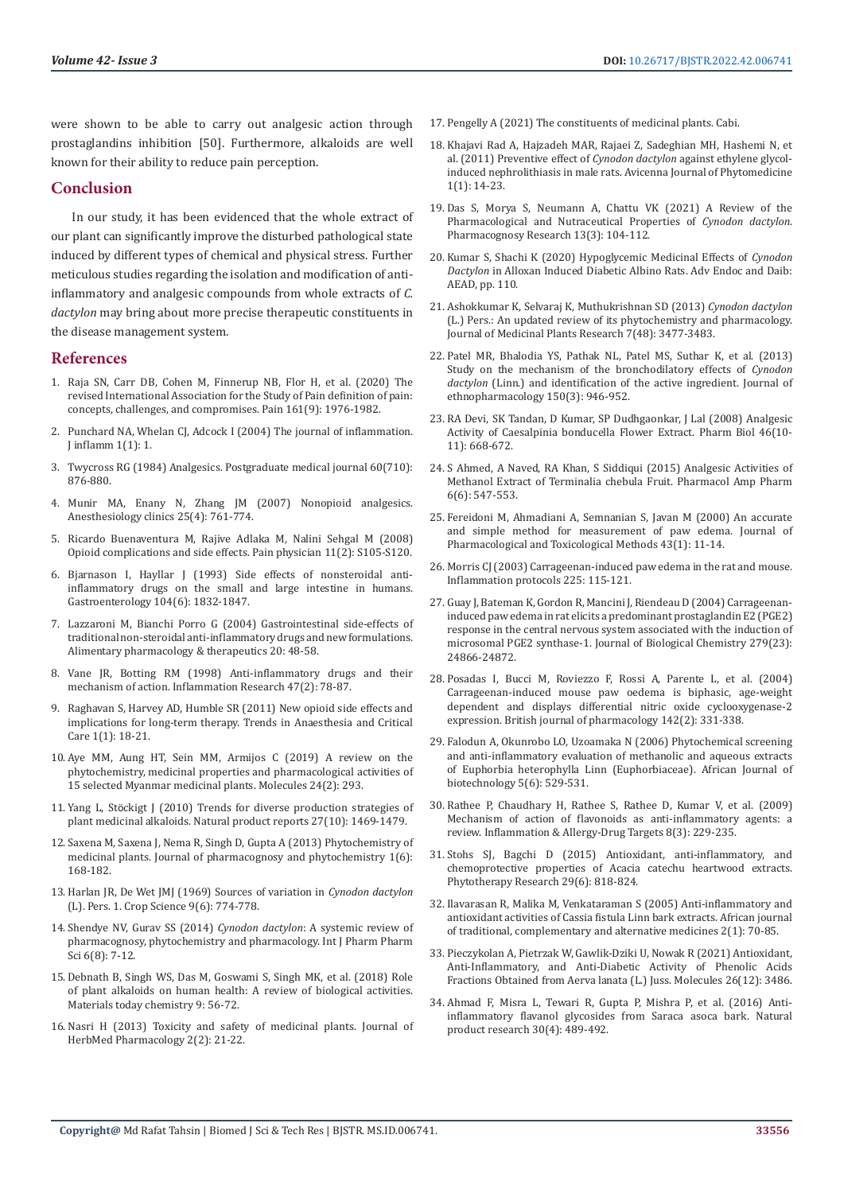were shown to be able to carry out analgesic action through prostaglandins inhibition [50]. Furthermore, alkaloids are well known for their ability to reduce pain perception.

## Conclusion

In our study, it has been evidenced that the whole extract of our plant can significantly improve the disturbed pathological state induced by different types of chemical and physical stress. Further meticulous studies regarding the isolation and modification of anti-inflammatory and analgesic compounds from whole extracts of *C. dactylon* may bring about more precise therapeutic constituents in the disease management system.

## References

1. Raja SN, Carr DB, Cohen M, Finnerup NB, Flor H, et al. (2020) The revised International Association for the Study of Pain definition of pain: concepts, challenges, and compromises. Pain 161(9): 1976-1982.
2. Punchard NA, Whelan CJ, Adcock I (2004) The journal of inflammation. J inflamm 1(1): 1.
3. Twycross RG (1984) Analgesics. Postgraduate medical journal 60(710): 876-880.
4. Munir MA, Enany N, Zhang JM (2007) Nonopioid analgesics. Anesthesiology clinics 25(4): 761-774.
5. Ricardo Buenaventura M, Rajive Adlaka M, Nalini Sehgal M (2008) Opioid complications and side effects. Pain physician 11(2): S105-S120.
6. Bjarnason I, Hayllar J (1993) Side effects of nonsteroidal anti-inflammatory drugs on the small and large intestine in humans. Gastroenterology 104(6): 1832-1847.
7. Lazzaroni M, Bianchi Porro G (2004) Gastrointestinal side-effects of traditional non-steroidal anti-inflammatory drugs and new formulations. Alimentary pharmacology & therapeutics 20: 48-58.
8. Vane JR, Botting RM (1998) Anti-inflammatory drugs and their mechanism of action. Inflammation Research 47(2): 78-87.
9. Raghavan S, Harvey AD, Humble SR (2011) New opioid side effects and implications for long-term therapy. Trends in Anaesthesia and Critical Care 1(1): 18-21.
10. Aye MM, Aung HT, Sein MM, Armijos C (2019) A review on the phytochemistry, medicinal properties and pharmacological activities of 15 selected Myanmar medicinal plants. Molecules 24(2): 293.
11. Yang L, Stöckigt J (2010) Trends for diverse production strategies of plant medicinal alkaloids. Natural product reports 27(10): 1469-1479.
12. Saxena M, Saxena J, Nema R, Singh D, Gupta A (2013) Phytochemistry of medicinal plants. Journal of pharmacognosy and phytochemistry 1(6): 168-182.
13. Harlan JR, De Wet JMJ (1969) Sources of variation in *Cynodon dactylon* (L). Pers. 1. Crop Science 9(6): 774-778.
14. Shendye NV, Gurav SS (2014) *Cynodon dactylon*: A systemic review of pharmacognosy, phytochemistry and pharmacology. Int J Pharm Pharm Sci 6(8): 7-12.
15. Debnath B, Singh WS, Das M, Goswami S, Singh MK, et al. (2018) Role of plant alkaloids on human health: A review of biological activities. Materials today chemistry 9: 56-72.
16. Nasri H (2013) Toxicity and safety of medicinal plants. Journal of HerbMed Pharmacology 2(2): 21-22.
17. Pengelly A (2021) The constituents of medicinal plants. Cabi.
18. Khajavi Rad A, Hajzadeh MAR, Rajaei Z, Sadeghian MH, Hashemi N, et al. (2011) Preventive effect of *Cynodon dactylon* against ethylene glycol-induced nephrolithiasis in male rats. Avicenna Journal of Phytomedicine 1(1): 14-23.
19. Das S, Morya S, Neumann A, Chattu VK (2021) A Review of the Pharmacological and Nutraceutical Properties of *Cynodon dactylon*. Pharmacognosy Research 13(3): 104-112.
20. Kumar S, Shachi K (2020) Hypoglycemic Medicinal Effects of *Cynodon Dactylon* in Alloxan Induced Diabetic Albino Rats. Adv Endoc and Daib: AEAD, pp. 110.
21. Ashokkumar K, Selvaraj K, Muthukrishnan SD (2013) *Cynodon dactylon* (L.) Pers.: An updated review of its phytochemistry and pharmacology. Journal of Medicinal Plants Research 7(48): 3477-3483.
22. Patel MR, Bhalodia YS, Pathak NL, Patel MS, Suthar K, et al. (2013) Study on the mechanism of the bronchodilatory effects of *Cynodon dactylon* (Linn.) and identification of the active ingredient. Journal of ethnopharmacology 150(3): 946-952.
23. RA Devi, SK Tandan, D Kumar, SP Dudhgaonkar, J Lal (2008) Analgesic Activity of Caesalpinia bonducella Flower Extract. Pharm Biol 46(10-11): 668-672.
24. S Ahmed, A Naved, RA Khan, S Siddiqui (2015) Analgesic Activities of Methanol Extract of Terminalia chebula Fruit. Pharmacol Amp Pharm 6(6): 547-553.
25. Fereidoni M, Ahmadiani A, Semnanian S, Javan M (2000) An accurate and simple method for measurement of paw edema. Journal of Pharmacological and Toxicological Methods 43(1): 11-14.
26. Morris CJ (2003) Carrageenan-induced paw edema in the rat and mouse. Inflammation protocols 225: 115-121.
27. Guay J, Bateman K, Gordon R, Mancini J, Riendeau D (2004) Carrageenan-induced paw edema in rat elicits a predominant prostaglandin E2 (PGE2) response in the central nervous system associated with the induction of microsomal PGE2 synthase-1. Journal of Biological Chemistry 279(23): 24866-24872.
28. Posadas I, Bucci M, Roviezzo F, Rossi A, Parente L, et al. (2004) Carrageenan-induced mouse paw oedema is biphasic, age-weight dependent and displays differential nitric oxide cyclooxygenase-2 expression. British journal of pharmacology 142(2): 331-338.
29. Falodun A, Okunrobo LO, Uzoamaka N (2006) Phytochemical screening and anti-inflammatory evaluation of methanolic and aqueous extracts of Euphorbia heterophylla Linn (Euphorbiaceae). African Journal of biotechnology 5(6): 529-531.
30. Rathee P, Chaudhary H, Rathee S, Rathee D, Kumar V, et al. (2009) Mechanism of action of flavonoids as anti-inflammatory agents: a review. Inflammation & Allergy-Drug Targets 8(3): 229-235.
31. Stohs SJ, Bagchi D (2015) Antioxidant, anti-inflammatory, and chemoprotective properties of Acacia catechu heartwood extracts. Phytotherapy Research 29(6): 818-824.
32. Ilavarasan R, Malika M, Venkataraman S (2005) Anti-inflammatory and antioxidant activities of Cassia fistula Linn bark extracts. African journal of traditional, complementary and alternative medicines 2(1): 70-85.
33. Pieczykolan A, Pietrzak W, Gawlik-Dziki U, Nowak R (2021) Antioxidant, Anti-Inflammatory, and Anti-Diabetic Activity of Phenolic Acids Fractions Obtained from Aerva lanata (L.) Juss. Molecules 26(12): 3486.
34. Ahmad F, Misra L, Tewari R, Gupta P, Mishra P, et al. (2016) Anti-inflammatory flavanol glycosides from Saraca asoca bark. Natural product research 30(4): 489-492.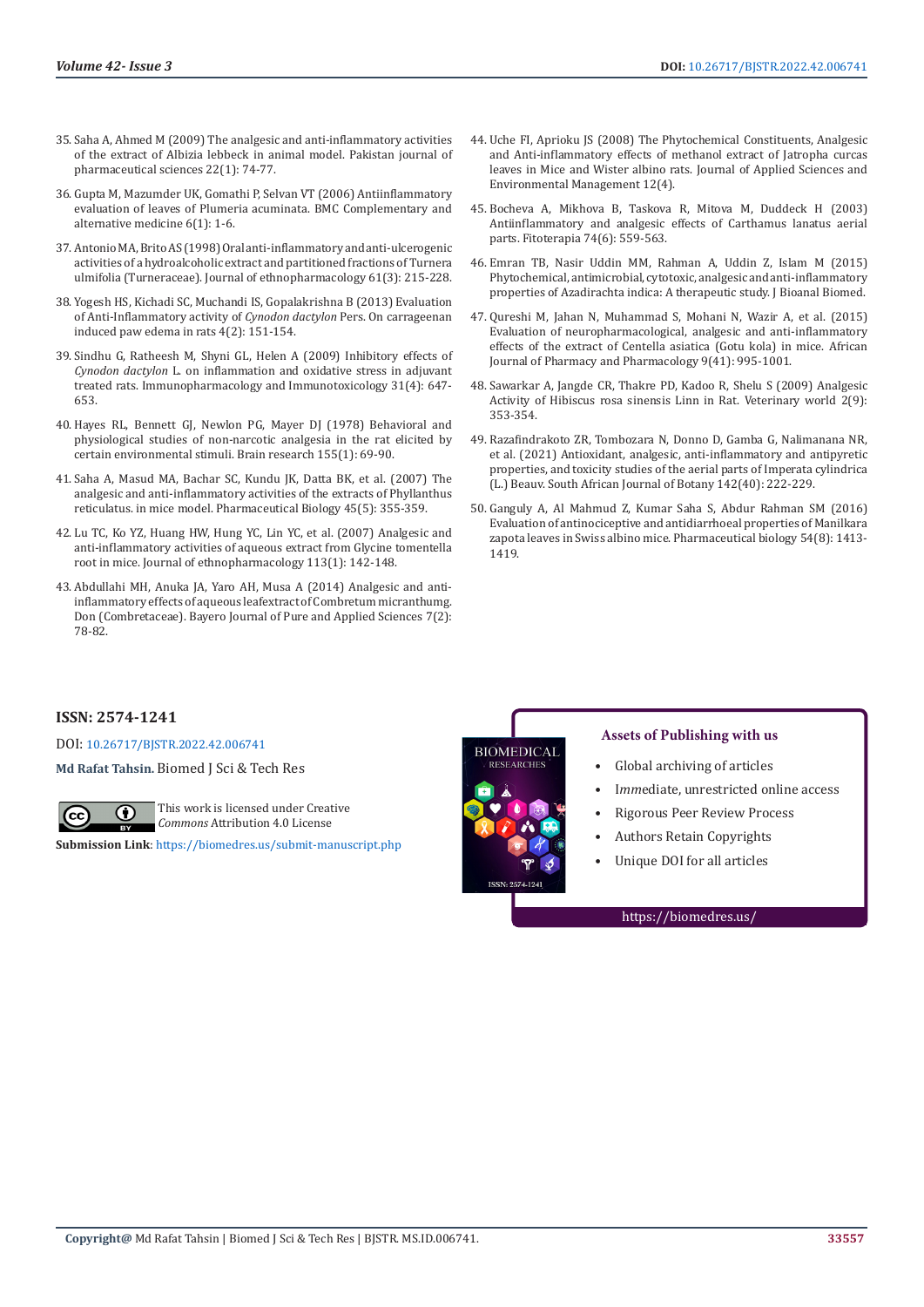35. Saha A, Ahmed M (2009) The analgesic and anti-inflammatory activities of the extract of Albizia lebbeck in animal model. Pakistan journal of pharmaceutical sciences 22(1): 74-77.

36. Gupta M, Mazumder UK, Gomathi P, Selvan VT (2006) Antiinflammatory evaluation of leaves of Plumeria acuminata. BMC Complementary and alternative medicine 6(1): 1-6.

37. Antonio MA, Brito AS (1998) Oral anti-inflammatory and anti-ulcerogenic activities of a hydroalcoholic extract and partitioned fractions of Turnera ulmifolia (Turneraceae). Journal of ethnopharmacology 61(3): 215-228.

38. Yogesh HS, Kichadi SC, Muchandi IS, Gopalakrishna B (2013) Evaluation of Anti-Inflammatory activity of *Cynodon dactylon* Pers. On carrageenan induced paw edema in rats 4(2): 151-154.

39. Sindhu G, Ratheesh M, Shyni GL, Helen A (2009) Inhibitory effects of *Cynodon dactylon* L. on inflammation and oxidative stress in adjuvant treated rats. Immunopharmacology and Immunotoxicology 31(4): 647-653.

40. Hayes RL, Bennett GJ, Newlon PG, Mayer DJ (1978) Behavioral and physiological studies of non-narcotic analgesia in the rat elicited by certain environmental stimuli. Brain research 155(1): 69-90.

41. Saha A, Masud MA, Bachar SC, Kundu JK, Datta BK, et al. (2007) The analgesic and anti-inflammatory activities of the extracts of Phyllanthus reticulatus. in mice model. Pharmaceutical Biology 45(5): 355-359.

42. Lu TC, Ko YZ, Huang HW, Hung YC, Lin YC, et al. (2007) Analgesic and anti-inflammatory activities of aqueous extract from Glycine tomentella root in mice. Journal of ethnopharmacology 113(1): 142-148.

43. Abdullahi MH, Anuka JA, Yaro AH, Musa A (2014) Analgesic and anti-inflammatory effects of aqueous leafextract of Combretum micranthumg. Don (Combretaceae). Bayero Journal of Pure and Applied Sciences 7(2): 78-82.

44. Uche FI, Aprioku JS (2008) The Phytochemical Constituents, Analgesic and Anti-inflammatory effects of methanol extract of Jatropha curcas leaves in Mice and Wister albino rats. Journal of Applied Sciences and Environmental Management 12(4).

45. Bocheva A, Mikhova B, Taskova R, Mitova M, Duddeck H (2003) Antiinflammatory and analgesic effects of Carthamus lanatus aerial parts. Fitoterapia 74(6): 559-563.

46. Emran TB, Nasir Uddin MM, Rahman A, Uddin Z, Islam M (2015) Phytochemical, antimicrobial, cytotoxic, analgesic and anti-inflammatory properties of Azadirachta indica: A therapeutic study. J Bioanal Biomed.

47. Qureshi M, Jahan N, Muhammad S, Mohani N, Wazir A, et al. (2015) Evaluation of neuropharmacological, analgesic and anti-inflammatory effects of the extract of Centella asiatica (Gotu kola) in mice. African Journal of Pharmacy and Pharmacology 9(41): 995-1001.

48. Sawarkar A, Jangde CR, Thakre PD, Kadoo R, Shelu S (2009) Analgesic Activity of Hibiscus rosa sinensis Linn in Rat. Veterinary world 2(9): 353-354.

49. Razafindrakoto ZR, Tombozara N, Donno D, Gamba G, Nalimanana NR, et al. (2021) Antioxidant, analgesic, anti-inflammatory and antipyretic properties, and toxicity studies of the aerial parts of Imperata cylindrica (L.) Beauv. South African Journal of Botany 142(40): 222-229.

50. Ganguly A, Al Mahmud Z, Kumar Saha S, Abdur Rahman SM (2016) Evaluation of antinociceptive and antidiarrhoeal properties of Manilkara zapota leaves in Swiss albino mice. Pharmaceutical biology 54(8): 1413-1419.

**ISSN: 2574-1241**

DOI: 10.26717/BJSTR.2022.42.006741

**Md Rafat Tahsin.** Biomed J Sci & Tech Res

This work is licensed under Creative *Commons* Attribution 4.0 License

**Submission Link**: https://biomedres.us/submit-manuscript.php

**Assets of Publishing with us**

- Global archiving of articles
- Immediate, unrestricted online access
- Rigorous Peer Review Process
- Authors Retain Copyrights
- Unique DOI for all articles

https://biomedres.us/